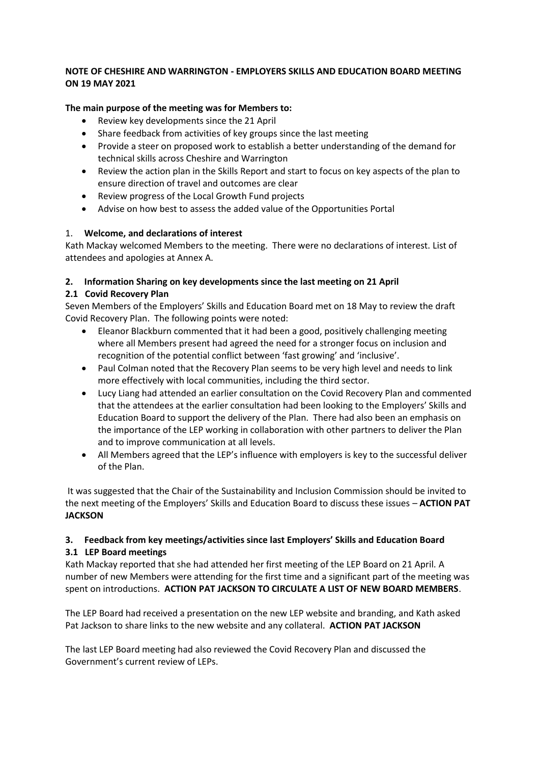**NOTE OF CHESHIRE AND WARRINGTON - EMPLOYERS SKILLS AND EDUCATION BOARD MEETING ON 19 MAY 2021**

**The main purpose of the meeting was for Members to:**

- Review key developments since the 21 April
- Share feedback from activities of key groups since the last meeting
- Provide a steer on proposed work to establish a better understanding of the demand for technical skills across Cheshire and Warrington
- Review the action plan in the Skills Report and start to focus on key aspects of the plan to ensure direction of travel and outcomes are clear
- Review progress of the Local Growth Fund projects
- Advise on how best to assess the added value of the Opportunities Portal

1. **Welcome, and declarations of interest**

Kath Mackay welcomed Members to the meeting. There were no declarations of interest. List of attendees and apologies at Annex A.

**2. Information Sharing on key developments since the last meeting on 21 April**

**2.1 Covid Recovery Plan**

Seven Members of the Employers' Skills and Education Board met on 18 May to review the draft Covid Recovery Plan. The following points were noted:

- Eleanor Blackburn commented that it had been a good, positively challenging meeting where all Members present had agreed the need for a stronger focus on inclusion and recognition of the potential conflict between 'fast growing' and 'inclusive'.
- Paul Colman noted that the Recovery Plan seems to be very high level and needs to link more effectively with local communities, including the third sector.
- Lucy Liang had attended an earlier consultation on the Covid Recovery Plan and commented that the attendees at the earlier consultation had been looking to the Employers' Skills and Education Board to support the delivery of the Plan. There had also been an emphasis on the importance of the LEP working in collaboration with other partners to deliver the Plan and to improve communication at all levels.
- All Members agreed that the LEP's influence with employers is key to the successful deliver of the Plan.

It was suggested that the Chair of the Sustainability and Inclusion Commission should be invited to the next meeting of the Employers' Skills and Education Board to discuss these issues – **ACTION PAT JACKSON**

**3. Feedback from key meetings/activities since last Employers' Skills and Education Board**

**3.1 LEP Board meetings**

Kath Mackay reported that she had attended her first meeting of the LEP Board on 21 April. A number of new Members were attending for the first time and a significant part of the meeting was spent on introductions. **ACTION PAT JACKSON TO CIRCULATE A LIST OF NEW BOARD MEMBERS**.

The LEP Board had received a presentation on the new LEP website and branding, and Kath asked Pat Jackson to share links to the new website and any collateral. **ACTION PAT JACKSON**

The last LEP Board meeting had also reviewed the Covid Recovery Plan and discussed the Government's current review of LEPs.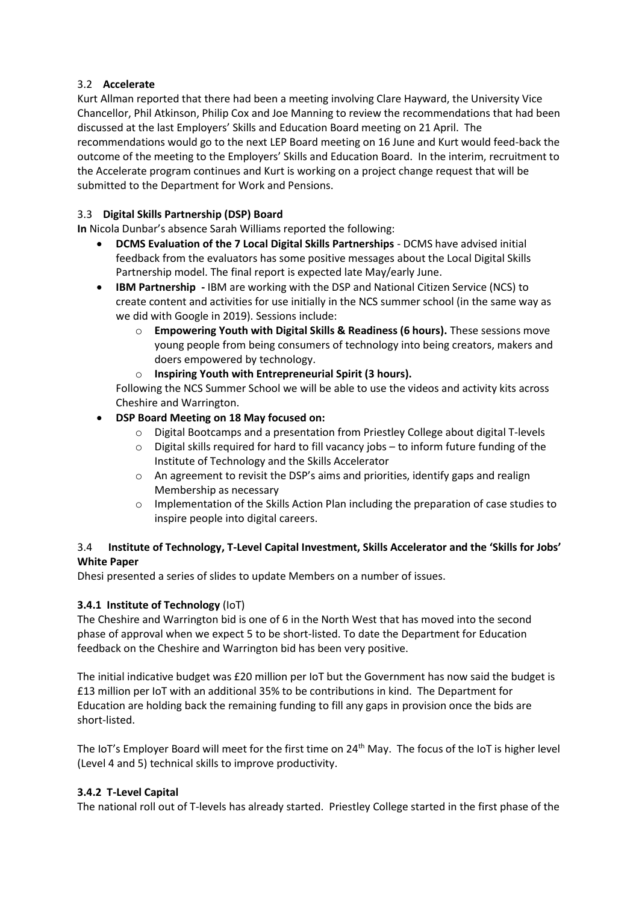### 3.2 **Accelerate**

Kurt Allman reported that there had been a meeting involving Clare Hayward, the University Vice Chancellor, Phil Atkinson, Philip Cox and Joe Manning to review the recommendations that had been discussed at the last Employers' Skills and Education Board meeting on 21 April. The recommendations would go to the next LEP Board meeting on 16 June and Kurt would feed-back the outcome of the meeting to the Employers' Skills and Education Board. In the interim, recruitment to the Accelerate program continues and Kurt is working on a project change request that will be submitted to the Department for Work and Pensions.

### 3.3 **Digital Skills Partnership (DSP) Board**

**In** Nicola Dunbar's absence Sarah Williams reported the following:

- **DCMS Evaluation of the 7 Local Digital Skills Partnerships** - DCMS have advised initial feedback from the evaluators has some positive messages about the Local Digital Skills Partnership model. The final report is expected late May/early June.
- **IBM Partnership -** IBM are working with the DSP and National Citizen Service (NCS) to create content and activities for use initially in the NCS summer school (in the same way as we did with Google in 2019). Sessions include:
  - **Empowering Youth with Digital Skills & Readiness (6 hours).** These sessions move young people from being consumers of technology into being creators, makers and doers empowered by technology.
  - **Inspiring Youth with Entrepreneurial Spirit (3 hours).**

  Following the NCS Summer School we will be able to use the videos and activity kits across Cheshire and Warrington.
- **DSP Board Meeting on 18 May focused on:**
  - Digital Bootcamps and a presentation from Priestley College about digital T-levels
  - Digital skills required for hard to fill vacancy jobs – to inform future funding of the Institute of Technology and the Skills Accelerator
  - An agreement to revisit the DSP's aims and priorities, identify gaps and realign Membership as necessary
  - Implementation of the Skills Action Plan including the preparation of case studies to inspire people into digital careers.

### 3.4 **Institute of Technology, T-Level Capital Investment, Skills Accelerator and the 'Skills for Jobs' White Paper**

Dhesi presented a series of slides to update Members on a number of issues.

#### **3.4.1 Institute of Technology** (IoT)

The Cheshire and Warrington bid is one of 6 in the North West that has moved into the second phase of approval when we expect 5 to be short-listed. To date the Department for Education feedback on the Cheshire and Warrington bid has been very positive.

The initial indicative budget was £20 million per IoT but the Government has now said the budget is £13 million per IoT with an additional 35% to be contributions in kind. The Department for Education are holding back the remaining funding to fill any gaps in provision once the bids are short-listed.

The IoT's Employer Board will meet for the first time on 24th May. The focus of the IoT is higher level (Level 4 and 5) technical skills to improve productivity.

#### **3.4.2 T-Level Capital**

The national roll out of T-levels has already started. Priestley College started in the first phase of the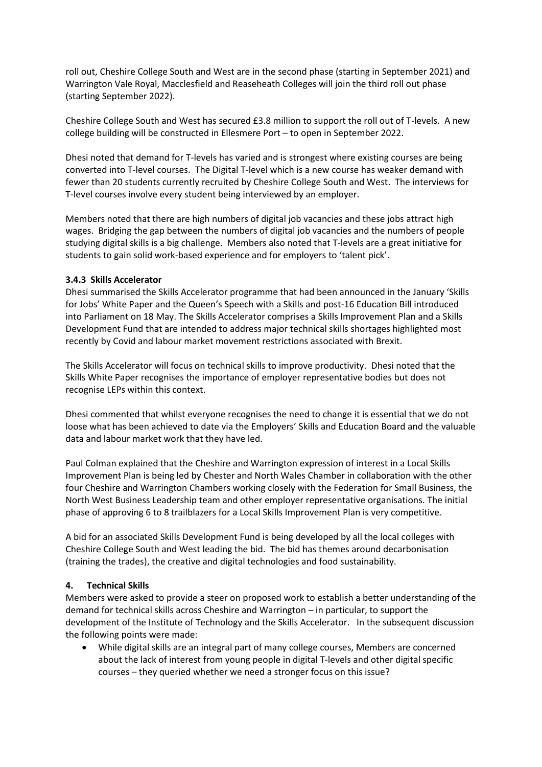roll out, Cheshire College South and West are in the second phase (starting in September 2021) and Warrington Vale Royal, Macclesfield and Reaseheath Colleges will join the third roll out phase (starting September 2022).

Cheshire College South and West has secured £3.8 million to support the roll out of T-levels. A new college building will be constructed in Ellesmere Port – to open in September 2022.

Dhesi noted that demand for T-levels has varied and is strongest where existing courses are being converted into T-level courses. The Digital T-level which is a new course has weaker demand with fewer than 20 students currently recruited by Cheshire College South and West. The interviews for T-level courses involve every student being interviewed by an employer.

Members noted that there are high numbers of digital job vacancies and these jobs attract high wages. Bridging the gap between the numbers of digital job vacancies and the numbers of people studying digital skills is a big challenge. Members also noted that T-levels are a great initiative for students to gain solid work-based experience and for employers to 'talent pick'.

### 3.4.3 Skills Accelerator

Dhesi summarised the Skills Accelerator programme that had been announced in the January 'Skills for Jobs' White Paper and the Queen's Speech with a Skills and post-16 Education Bill introduced into Parliament on 18 May. The Skills Accelerator comprises a Skills Improvement Plan and a Skills Development Fund that are intended to address major technical skills shortages highlighted most recently by Covid and labour market movement restrictions associated with Brexit.

The Skills Accelerator will focus on technical skills to improve productivity. Dhesi noted that the Skills White Paper recognises the importance of employer representative bodies but does not recognise LEPs within this context.

Dhesi commented that whilst everyone recognises the need to change it is essential that we do not loose what has been achieved to date via the Employers' Skills and Education Board and the valuable data and labour market work that they have led.

Paul Colman explained that the Cheshire and Warrington expression of interest in a Local Skills Improvement Plan is being led by Chester and North Wales Chamber in collaboration with the other four Cheshire and Warrington Chambers working closely with the Federation for Small Business, the North West Business Leadership team and other employer representative organisations. The initial phase of approving 6 to 8 trailblazers for a Local Skills Improvement Plan is very competitive.

A bid for an associated Skills Development Fund is being developed by all the local colleges with Cheshire College South and West leading the bid. The bid has themes around decarbonisation (training the trades), the creative and digital technologies and food sustainability.

## 4. Technical Skills

Members were asked to provide a steer on proposed work to establish a better understanding of the demand for technical skills across Cheshire and Warrington – in particular, to support the development of the Institute of Technology and the Skills Accelerator. In the subsequent discussion the following points were made:

- While digital skills are an integral part of many college courses, Members are concerned about the lack of interest from young people in digital T-levels and other digital specific courses – they queried whether we need a stronger focus on this issue?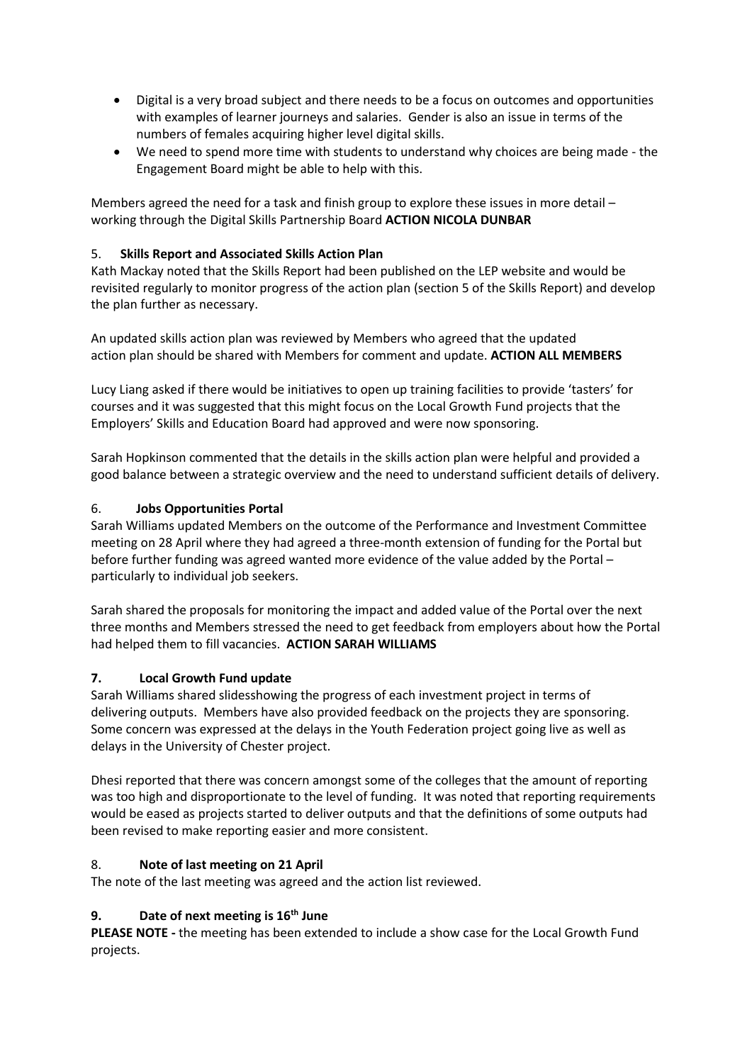- Digital is a very broad subject and there needs to be a focus on outcomes and opportunities with examples of learner journeys and salaries. Gender is also an issue in terms of the numbers of females acquiring higher level digital skills.
- We need to spend more time with students to understand why choices are being made - the Engagement Board might be able to help with this.

Members agreed the need for a task and finish group to explore these issues in more detail – working through the Digital Skills Partnership Board **ACTION NICOLA DUNBAR**

## 5. **Skills Report and Associated Skills Action Plan**

Kath Mackay noted that the Skills Report had been published on the LEP website and would be revisited regularly to monitor progress of the action plan (section 5 of the Skills Report) and develop the plan further as necessary.

An updated skills action plan was reviewed by Members who agreed that the updated action plan should be shared with Members for comment and update. **ACTION ALL MEMBERS**

Lucy Liang asked if there would be initiatives to open up training facilities to provide 'tasters' for courses and it was suggested that this might focus on the Local Growth Fund projects that the Employers' Skills and Education Board had approved and were now sponsoring.

Sarah Hopkinson commented that the details in the skills action plan were helpful and provided a good balance between a strategic overview and the need to understand sufficient details of delivery.

## 6. **Jobs Opportunities Portal**

Sarah Williams updated Members on the outcome of the Performance and Investment Committee meeting on 28 April where they had agreed a three-month extension of funding for the Portal but before further funding was agreed wanted more evidence of the value added by the Portal – particularly to individual job seekers.

Sarah shared the proposals for monitoring the impact and added value of the Portal over the next three months and Members stressed the need to get feedback from employers about how the Portal had helped them to fill vacancies. **ACTION SARAH WILLIAMS**

## **7. Local Growth Fund update**

Sarah Williams shared slidesshowing the progress of each investment project in terms of delivering outputs. Members have also provided feedback on the projects they are sponsoring. Some concern was expressed at the delays in the Youth Federation project going live as well as delays in the University of Chester project.

Dhesi reported that there was concern amongst some of the colleges that the amount of reporting was too high and disproportionate to the level of funding. It was noted that reporting requirements would be eased as projects started to deliver outputs and that the definitions of some outputs had been revised to make reporting easier and more consistent.

## 8. **Note of last meeting on 21 April**

The note of the last meeting was agreed and the action list reviewed.

## **9. Date of next meeting is 16th June**

**PLEASE NOTE -** the meeting has been extended to include a show case for the Local Growth Fund projects.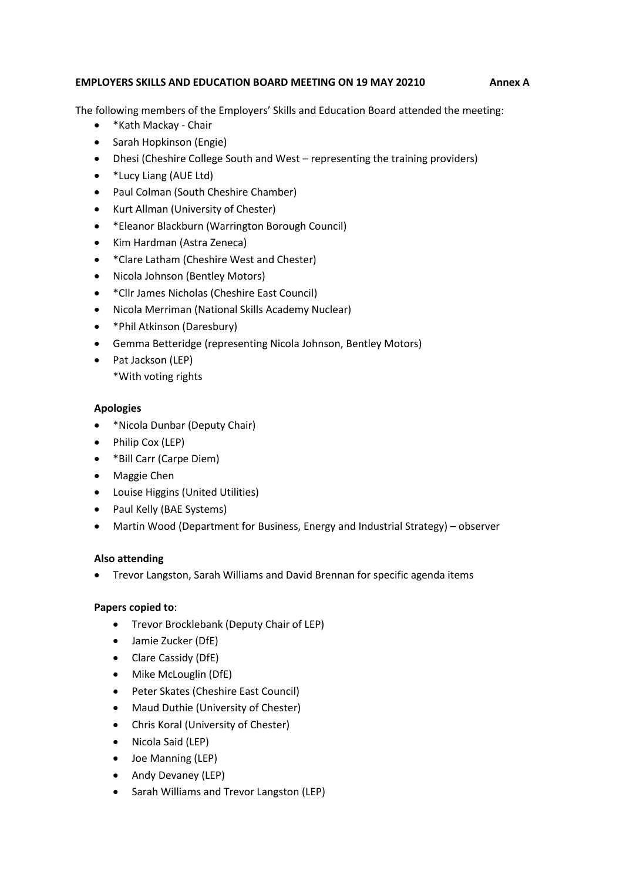**EMPLOYERS SKILLS AND EDUCATION BOARD MEETING ON 19 MAY 20210 Annex A**

The following members of the Employers' Skills and Education Board attended the meeting:

- *Kath Mackay - Chair
- Sarah Hopkinson (Engie)
- Dhesi (Cheshire College South and West – representing the training providers)
- *Lucy Liang (AUE Ltd)
- Paul Colman (South Cheshire Chamber)
- Kurt Allman (University of Chester)
- *Eleanor Blackburn (Warrington Borough Council)
- Kim Hardman (Astra Zeneca)
- *Clare Latham (Cheshire West and Chester)
- Nicola Johnson (Bentley Motors)
- *Cllr James Nicholas (Cheshire East Council)
- Nicola Merriman (National Skills Academy Nuclear)
- *Phil Atkinson (Daresbury)
- Gemma Betteridge (representing Nicola Johnson, Bentley Motors)
- Pat Jackson (LEP)

*With voting rights

**Apologies**

- *Nicola Dunbar (Deputy Chair)
- Philip Cox (LEP)
- *Bill Carr (Carpe Diem)
- Maggie Chen
- Louise Higgins (United Utilities)
- Paul Kelly (BAE Systems)
- Martin Wood (Department for Business, Energy and Industrial Strategy) – observer

**Also attending**

- Trevor Langston, Sarah Williams and David Brennan for specific agenda items

**Papers copied to**:

- Trevor Brocklebank (Deputy Chair of LEP)
- Jamie Zucker (DfE)
- Clare Cassidy (DfE)
- Mike McLouglin (DfE)
- Peter Skates (Cheshire East Council)
- Maud Duthie (University of Chester)
- Chris Koral (University of Chester)
- Nicola Said (LEP)
- Joe Manning (LEP)
- Andy Devaney (LEP)
- Sarah Williams and Trevor Langston (LEP)